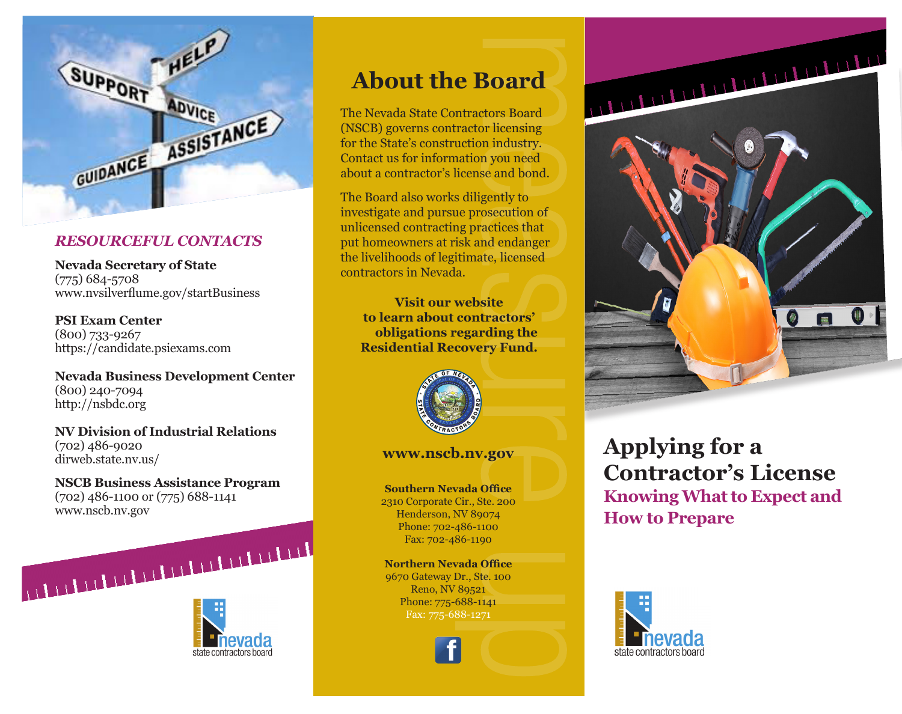## *RESOURCEFUL CONTACTS*

**Nevada Secretary of State**
(775) 684-5708
www.nvsilverflume.gov/startBusiness

**PSI Exam Center**
(800) 733-9267
https://candidate.psiexams.com

**Nevada Business Development Center**
(800) 240-7094
http://nsbdc.org

**NV Division of Industrial Relations**
(702) 486-9020
dirweb.state.nv.us/

**NSCB Business Assistance Program**
(702) 486-1100 or (775) 688-1141
www.nscb.nv.gov

nevada state contractors board

# About the Board

The Nevada State Contractors Board (NSCB) governs contractor licensing for the State's construction industry. Contact us for information you need about a contractor's license and bond.

The Board also works diligently to investigate and pursue prosecution of unlicensed contracting practices that put homeowners at risk and endanger the livelihoods of legitimate, licensed contractors in Nevada.

**Visit our website to learn about contractors' obligations regarding the Residential Recovery Fund.**

**www.nscb.nv.gov**

**Southern Nevada Office**
2310 Corporate Cir., Ste. 200
Henderson, NV 89074
Phone: 702-486-1100
Fax: 702-486-1190

**Northern Nevada Office**
9670 Gateway Dr., Ste. 100
Reno, NV 89521
Phone: 775-688-1141
Fax: 775-688-1271

# Applying for a Contractor's License

## Knowing What to Expect and How to Prepare

nevada state contractors board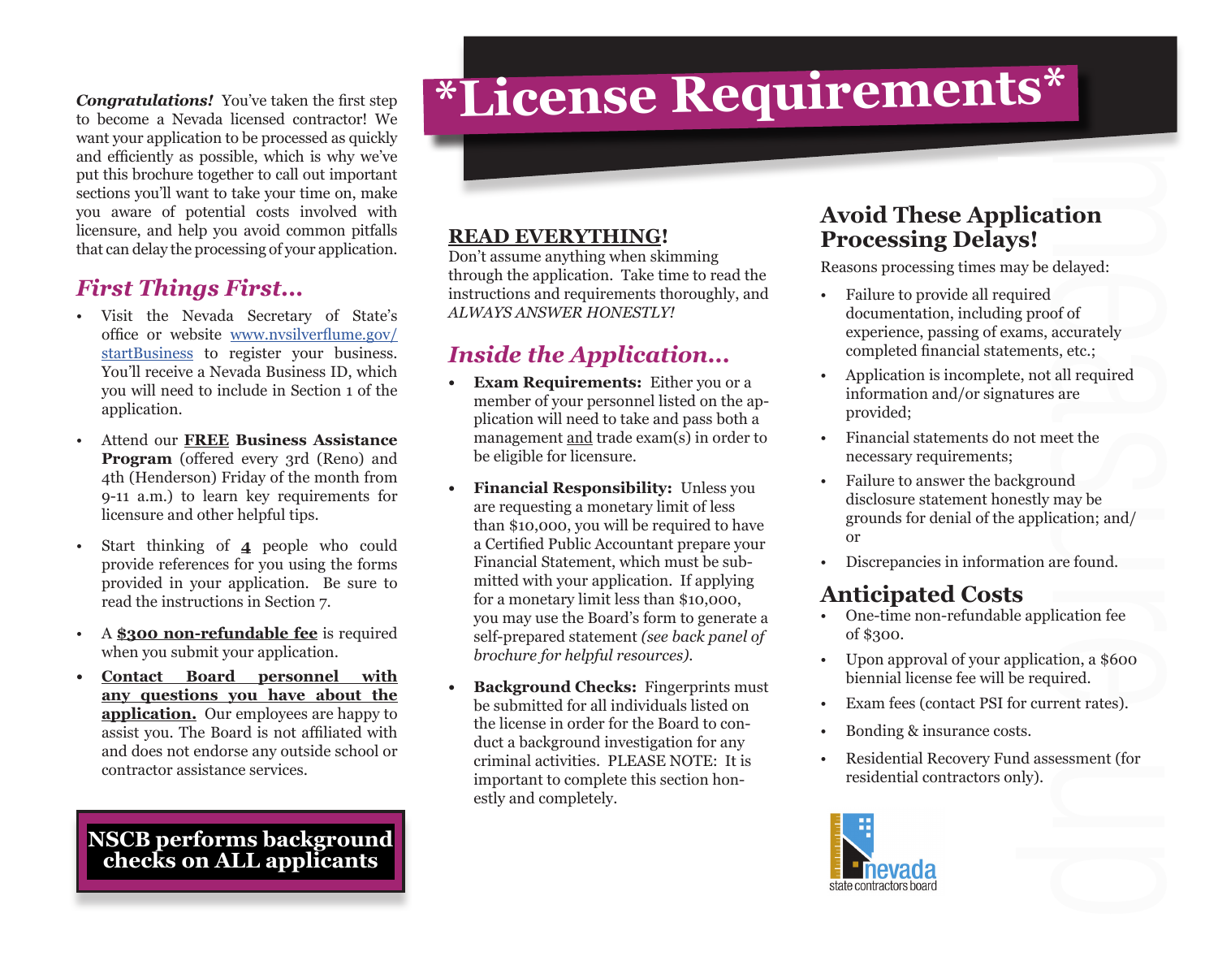***Congratulations!*** You've taken the first step to become a Nevada licensed contractor! We want your application to be processed as quickly and efficiently as possible, which is why we've put this brochure together to call out important sections you'll want to take your time on, make you aware of potential costs involved with licensure, and help you avoid common pitfalls that can delay the processing of your application.

## *First Things First...*

- Visit the Nevada Secretary of State's office or website www.nvsilverflume.gov/startBusiness to register your business. You'll receive a Nevada Business ID, which you will need to include in Section 1 of the application.
- Attend our **FREE Business Assistance Program** (offered every 3rd (Reno) and 4th (Henderson) Friday of the month from 9-11 a.m.) to learn key requirements for licensure and other helpful tips.
- Start thinking of **4** people who could provide references for you using the forms provided in your application. Be sure to read the instructions in Section 7.
- A **$300 non-refundable fee** is required when you submit your application.
- **Contact Board personnel with any questions you have about the application.** Our employees are happy to assist you. The Board is not affiliated with and does not endorse any outside school or contractor assistance services.

**NSCB performs background checks on ALL applicants**

# *License Requirements*

**READ EVERYTHING!**
Don't assume anything when skimming through the application. Take time to read the instructions and requirements thoroughly, and *ALWAYS ANSWER HONESTLY!*

## *Inside the Application...*

- **Exam Requirements:** Either you or a member of your personnel listed on the application will need to take and pass both a management and trade exam(s) in order to be eligible for licensure.
- **Financial Responsibility:** Unless you are requesting a monetary limit of less than $10,000, you will be required to have a Certified Public Accountant prepare your Financial Statement, which must be submitted with your application. If applying for a monetary limit less than $10,000, you may use the Board's form to generate a self-prepared statement *(see back panel of brochure for helpful resources).*
- **Background Checks:** Fingerprints must be submitted for all individuals listed on the license in order for the Board to conduct a background investigation for any criminal activities. PLEASE NOTE: It is important to complete this section honestly and completely.

## Avoid These Application Processing Delays!

Reasons processing times may be delayed:

- Failure to provide all required documentation, including proof of experience, passing of exams, accurately completed financial statements, etc.;
- Application is incomplete, not all required information and/or signatures are provided;
- Financial statements do not meet the necessary requirements;
- Failure to answer the background disclosure statement honestly may be grounds for denial of the application; and/or
- Discrepancies in information are found.

## Anticipated Costs

- One-time non-refundable application fee of $300.
- Upon approval of your application, a $600 biennial license fee will be required.
- Exam fees (contact PSI for current rates).
- Bonding & insurance costs.
- Residential Recovery Fund assessment (for residential contractors only).

nevada state contractors board